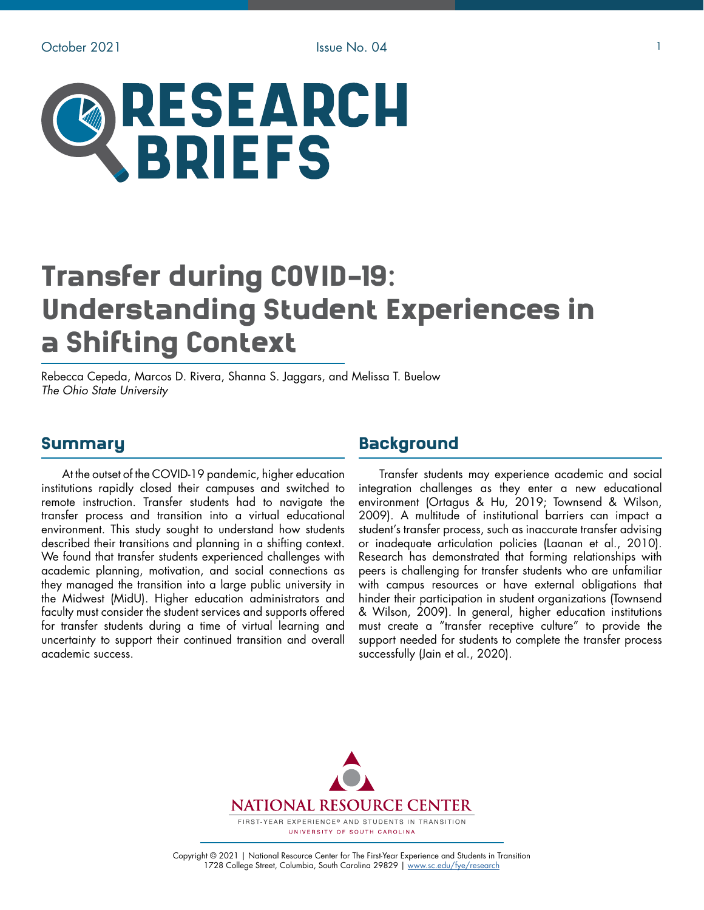# RESEARCH BRIEFS

# Transfer during COVID-19: Understanding Student Experiences in a Shifting Context

Rebecca Cepeda, Marcos D. Rivera, Shanna S. Jaggars, and Melissa T. Buelow
*The Ohio State University*

## Summary

At the outset of the COVID-19 pandemic, higher education institutions rapidly closed their campuses and switched to remote instruction. Transfer students had to navigate the transfer process and transition into a virtual educational environment. This study sought to understand how students described their transitions and planning in a shifting context. We found that transfer students experienced challenges with academic planning, motivation, and social connections as they managed the transition into a large public university in the Midwest (MidU). Higher education administrators and faculty must consider the student services and supports offered for transfer students during a time of virtual learning and uncertainty to support their continued transition and overall academic success.

## Background

Transfer students may experience academic and social integration challenges as they enter a new educational environment (Ortagus & Hu, 2019; Townsend & Wilson, 2009). A multitude of institutional barriers can impact a student's transfer process, such as inaccurate transfer advising or inadequate articulation policies (Laanan et al., 2010). Research has demonstrated that forming relationships with peers is challenging for transfer students who are unfamiliar with campus resources or have external obligations that hinder their participation in student organizations (Townsend & Wilson, 2009). In general, higher education institutions must create a "transfer receptive culture" to provide the support needed for students to complete the transfer process successfully (Jain et al., 2020).

NATIONAL RESOURCE CENTER
FIRST-YEAR EXPERIENCE® AND STUDENTS IN TRANSITION
UNIVERSITY OF SOUTH CAROLINA

Copyright © 2021 | National Resource Center for The First-Year Experience and Students in Transition
1728 College Street, Columbia, South Carolina 29829 | www.sc.edu/fye/research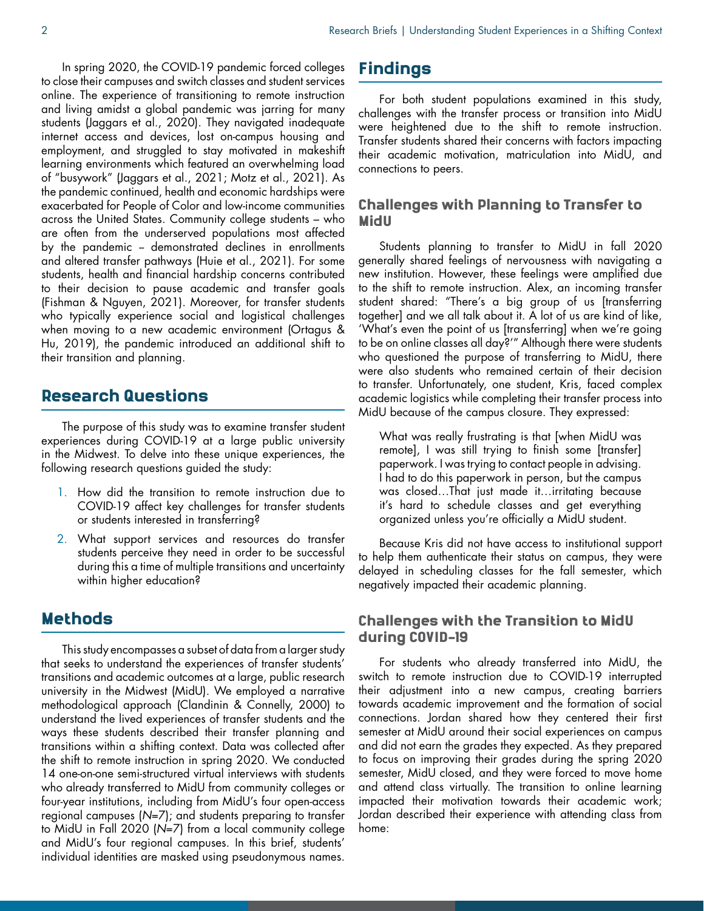In spring 2020, the COVID-19 pandemic forced colleges to close their campuses and switch classes and student services online. The experience of transitioning to remote instruction and living amidst a global pandemic was jarring for many students (Jaggars et al., 2020). They navigated inadequate internet access and devices, lost on-campus housing and employment, and struggled to stay motivated in makeshift learning environments which featured an overwhelming load of "busywork" (Jaggars et al., 2021; Motz et al., 2021). As the pandemic continued, health and economic hardships were exacerbated for People of Color and low-income communities across the United States. Community college students – who are often from the underserved populations most affected by the pandemic – demonstrated declines in enrollments and altered transfer pathways (Huie et al., 2021). For some students, health and financial hardship concerns contributed to their decision to pause academic and transfer goals (Fishman & Nguyen, 2021). Moreover, for transfer students who typically experience social and logistical challenges when moving to a new academic environment (Ortagus & Hu, 2019), the pandemic introduced an additional shift to their transition and planning.

## Research Questions

The purpose of this study was to examine transfer student experiences during COVID-19 at a large public university in the Midwest. To delve into these unique experiences, the following research questions guided the study:

1. How did the transition to remote instruction due to COVID-19 affect key challenges for transfer students or students interested in transferring?
2. What support services and resources do transfer students perceive they need in order to be successful during this a time of multiple transitions and uncertainty within higher education?

## Methods

This study encompasses a subset of data from a larger study that seeks to understand the experiences of transfer students' transitions and academic outcomes at a large, public research university in the Midwest (MidU). We employed a narrative methodological approach (Clandinin & Connelly, 2000) to understand the lived experiences of transfer students and the ways these students described their transfer planning and transitions within a shifting context. Data was collected after the shift to remote instruction in spring 2020. We conducted 14 one-on-one semi-structured virtual interviews with students who already transferred to MidU from community colleges or four-year institutions, including from MidU's four open-access regional campuses (*N*=7); and students preparing to transfer to MidU in Fall 2020 (*N*=7) from a local community college and MidU's four regional campuses. In this brief, students' individual identities are masked using pseudonymous names.

## Findings

For both student populations examined in this study, challenges with the transfer process or transition into MidU were heightened due to the shift to remote instruction. Transfer students shared their concerns with factors impacting their academic motivation, matriculation into MidU, and connections to peers.

### Challenges with Planning to Transfer to MidU

Students planning to transfer to MidU in fall 2020 generally shared feelings of nervousness with navigating a new institution. However, these feelings were amplified due to the shift to remote instruction. Alex, an incoming transfer student shared: "There's a big group of us [transferring together] and we all talk about it. A lot of us are kind of like, 'What's even the point of us [transferring] when we're going to be on online classes all day?'" Although there were students who questioned the purpose of transferring to MidU, there were also students who remained certain of their decision to transfer. Unfortunately, one student, Kris, faced complex academic logistics while completing their transfer process into MidU because of the campus closure. They expressed:

> What was really frustrating is that [when MidU was remote], I was still trying to finish some [transfer] paperwork. I was trying to contact people in advising. I had to do this paperwork in person, but the campus was closed…That just made it…irritating because it's hard to schedule classes and get everything organized unless you're officially a MidU student.

Because Kris did not have access to institutional support to help them authenticate their status on campus, they were delayed in scheduling classes for the fall semester, which negatively impacted their academic planning.

### Challenges with the Transition to MidU during COVID-19

For students who already transferred into MidU, the switch to remote instruction due to COVID-19 interrupted their adjustment into a new campus, creating barriers towards academic improvement and the formation of social connections. Jordan shared how they centered their first semester at MidU around their social experiences on campus and did not earn the grades they expected. As they prepared to focus on improving their grades during the spring 2020 semester, MidU closed, and they were forced to move home and attend class virtually. The transition to online learning impacted their motivation towards their academic work; Jordan described their experience with attending class from home: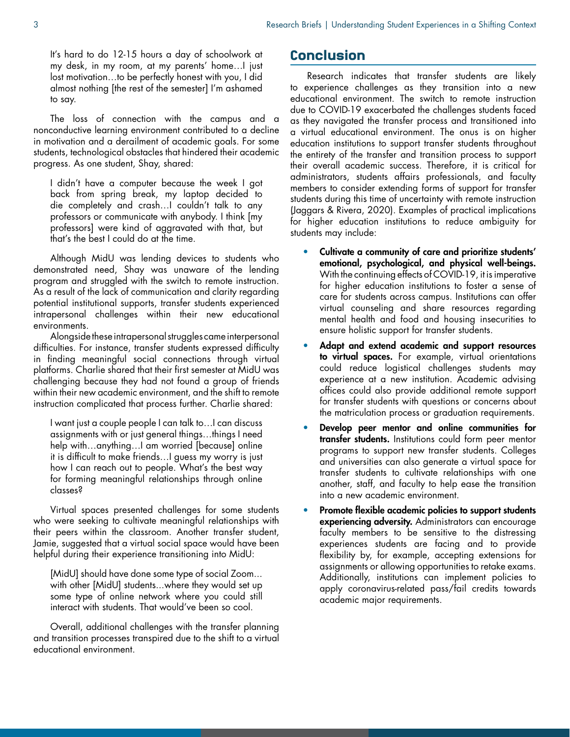> It's hard to do 12-15 hours a day of schoolwork at my desk, in my room, at my parents' home…I just lost motivation…to be perfectly honest with you, I did almost nothing [the rest of the semester] I'm ashamed to say.

The loss of connection with the campus and a nonconductive learning environment contributed to a decline in motivation and a derailment of academic goals. For some students, technological obstacles that hindered their academic progress. As one student, Shay, shared:

> I didn't have a computer because the week I got back from spring break, my laptop decided to die completely and crash…I couldn't talk to any professors or communicate with anybody. I think [my professors] were kind of aggravated with that, but that's the best I could do at the time.

Although MidU was lending devices to students who demonstrated need, Shay was unaware of the lending program and struggled with the switch to remote instruction. As a result of the lack of communication and clarity regarding potential institutional supports, transfer students experienced intrapersonal challenges within their new educational environments.

Alongside these intrapersonal struggles came interpersonal difficulties. For instance, transfer students expressed difficulty in finding meaningful social connections through virtual platforms. Charlie shared that their first semester at MidU was challenging because they had not found a group of friends within their new academic environment, and the shift to remote instruction complicated that process further. Charlie shared:

> I want just a couple people I can talk to…I can discuss assignments with or just general things…things I need help with…anything…I am worried [because] online it is difficult to make friends…I guess my worry is just how I can reach out to people. What's the best way for forming meaningful relationships through online classes?

Virtual spaces presented challenges for some students who were seeking to cultivate meaningful relationships with their peers within the classroom. Another transfer student, Jamie, suggested that a virtual social space would have been helpful during their experience transitioning into MidU:

> [MidU] should have done some type of social Zoom… with other [MidU] students...where they would set up some type of online network where you could still interact with students. That would've been so cool.

Overall, additional challenges with the transfer planning and transition processes transpired due to the shift to a virtual educational environment.

## Conclusion

Research indicates that transfer students are likely to experience challenges as they transition into a new educational environment. The switch to remote instruction due to COVID-19 exacerbated the challenges students faced as they navigated the transfer process and transitioned into a virtual educational environment. The onus is on higher education institutions to support transfer students throughout the entirety of the transfer and transition process to support their overall academic success. Therefore, it is critical for administrators, students affairs professionals, and faculty members to consider extending forms of support for transfer students during this time of uncertainty with remote instruction (Jaggars & Rivera, 2020). Examples of practical implications for higher education institutions to reduce ambiguity for students may include:

- **Cultivate a community of care and prioritize students' emotional, psychological, and physical well-beings.** With the continuing effects of COVID-19, it is imperative for higher education institutions to foster a sense of care for students across campus. Institutions can offer virtual counseling and share resources regarding mental health and food and housing insecurities to ensure holistic support for transfer students.
- **Adapt and extend academic and support resources to virtual spaces.** For example, virtual orientations could reduce logistical challenges students may experience at a new institution. Academic advising offices could also provide additional remote support for transfer students with questions or concerns about the matriculation process or graduation requirements.
- **Develop peer mentor and online communities for transfer students.** Institutions could form peer mentor programs to support new transfer students. Colleges and universities can also generate a virtual space for transfer students to cultivate relationships with one another, staff, and faculty to help ease the transition into a new academic environment.
- **Promote flexible academic policies to support students experiencing adversity.** Administrators can encourage faculty members to be sensitive to the distressing experiences students are facing and to provide flexibility by, for example, accepting extensions for assignments or allowing opportunities to retake exams. Additionally, institutions can implement policies to apply coronavirus-related pass/fail credits towards academic major requirements.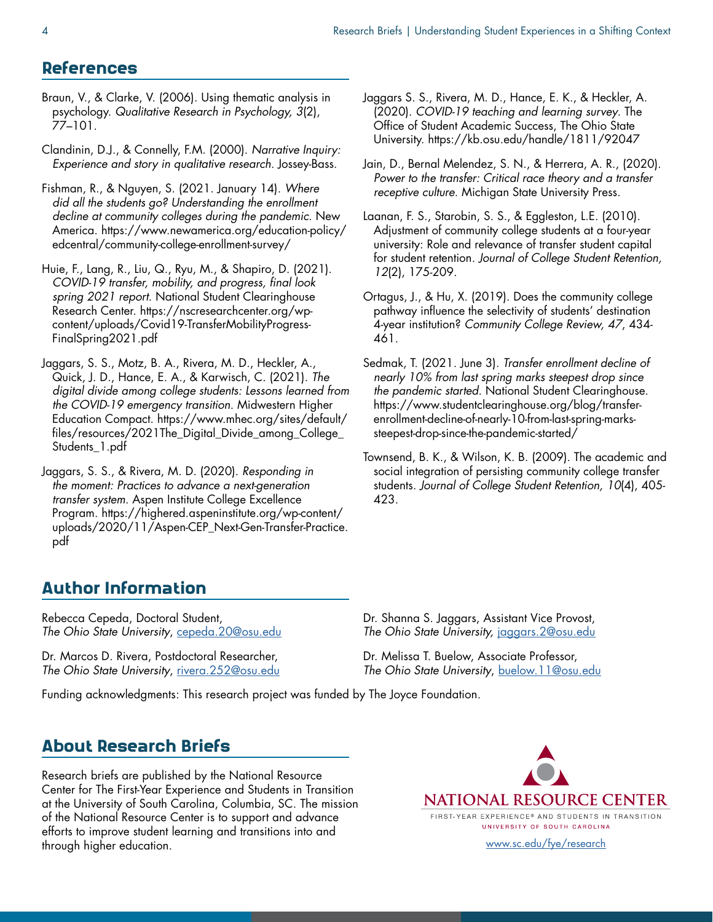## References

Braun, V., & Clarke, V. (2006). Using thematic analysis in psychology. *Qualitative Research in Psychology, 3*(2), 77–101.

Clandinin, D.J., & Connelly, F.M. (2000). *Narrative Inquiry: Experience and story in qualitative research*. Jossey-Bass.

Fishman, R., & Nguyen, S. (2021. January 14). *Where did all the students go? Understanding the enrollment decline at community colleges during the pandemic*. New America. https://www.newamerica.org/education-policy/edcentral/community-college-enrollment-survey/

Huie, F., Lang, R., Liu, Q., Ryu, M., & Shapiro, D. (2021). *COVID-19 transfer, mobility, and progress, final look spring 2021 report*. National Student Clearinghouse Research Center. https://nscresearchcenter.org/wp-content/uploads/Covid19-TransferMobilityProgress-FinalSpring2021.pdf

Jaggars, S. S., Motz, B. A., Rivera, M. D., Heckler, A., Quick, J. D., Hance, E. A., & Karwisch, C. (2021). *The digital divide among college students: Lessons learned from the COVID-19 emergency transition*. Midwestern Higher Education Compact. https://www.mhec.org/sites/default/files/resources/2021The_Digital_Divide_among_College_Students_1.pdf

Jaggars, S. S., & Rivera, M. D. (2020). *Responding in the moment: Practices to advance a next-generation transfer system*. Aspen Institute College Excellence Program. https://highered.aspeninstitute.org/wp-content/uploads/2020/11/Aspen-CEP_Next-Gen-Transfer-Practice.pdf

Jaggars S. S., Rivera, M. D., Hance, E. K., & Heckler, A. (2020). *COVID-19 teaching and learning survey*. The Office of Student Academic Success, The Ohio State University. https://kb.osu.edu/handle/1811/92047

Jain, D., Bernal Melendez, S. N., & Herrera, A. R., (2020). *Power to the transfer: Critical race theory and a transfer receptive culture*. Michigan State University Press.

Laanan, F. S., Starobin, S. S., & Eggleston, L.E. (2010). Adjustment of community college students at a four-year university: Role and relevance of transfer student capital for student retention. *Journal of College Student Retention, 12*(2), 175-209.

Ortagus, J., & Hu, X. (2019). Does the community college pathway influence the selectivity of students' destination 4-year institution? *Community College Review, 47*, 434-461.

Sedmak, T. (2021. June 3). *Transfer enrollment decline of nearly 10% from last spring marks steepest drop since the pandemic started*. National Student Clearinghouse. https://www.studentclearinghouse.org/blog/transfer-enrollment-decline-of-nearly-10-from-last-spring-marks-steepest-drop-since-the-pandemic-started/

Townsend, B. K., & Wilson, K. B. (2009). The academic and social integration of persisting community college transfer students. *Journal of College Student Retention, 10*(4), 405-423.

## Author Information

Rebecca Cepeda, Doctoral Student,
*The Ohio State University*, cepeda.20@osu.edu

Dr. Marcos D. Rivera, Postdoctoral Researcher,
*The Ohio State University*, rivera.252@osu.edu

Dr. Shanna S. Jaggars, Assistant Vice Provost,
*The Ohio State University*, jaggars.2@osu.edu

Dr. Melissa T. Buelow, Associate Professor,
*The Ohio State University*, buelow.11@osu.edu

Funding acknowledgments: This research project was funded by The Joyce Foundation.

## About Research Briefs

Research briefs are published by the National Resource Center for The First-Year Experience and Students in Transition at the University of South Carolina, Columbia, SC. The mission of the National Resource Center is to support and advance efforts to improve student learning and transitions into and through higher education.

NATIONAL RESOURCE CENTER
FIRST-YEAR EXPERIENCE® AND STUDENTS IN TRANSITION
UNIVERSITY OF SOUTH CAROLINA

www.sc.edu/fye/research